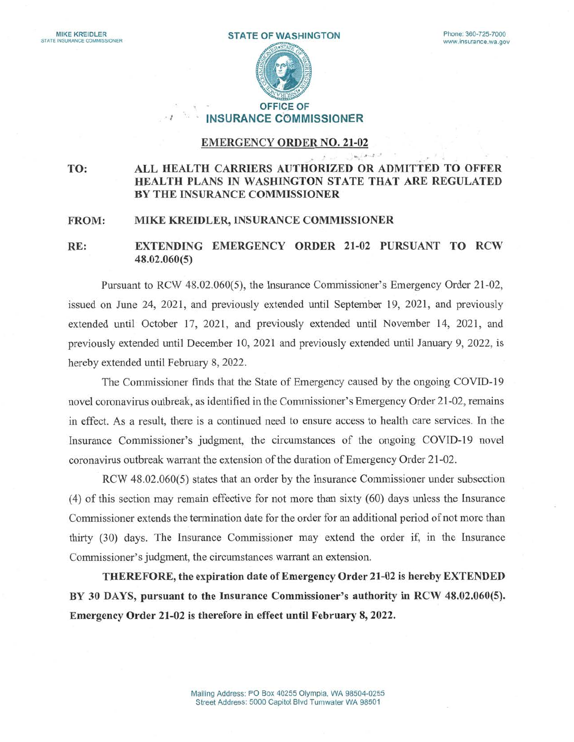MIKE KREIDLER
STATE INSURANCE COMMISSIONER

**STATE OF WASHINGTON**

Phone: 360-725-7000
www.insurance.wa.gov

**OFFICE OF**
**INSURANCE COMMISSIONER**

## EMERGENCY ORDER NO. 21-02

**TO:** **ALL HEALTH CARRIERS AUTHORIZED OR ADMITTED TO OFFER HEALTH PLANS IN WASHINGTON STATE THAT ARE REGULATED BY THE INSURANCE COMMISSIONER**

**FROM:** **MIKE KREIDLER, INSURANCE COMMISSIONER**

**RE:** **EXTENDING EMERGENCY ORDER 21-02 PURSUANT TO RCW 48.02.060(5)**

Pursuant to RCW 48.02.060(5), the Insurance Commissioner's Emergency Order 21-02, issued on June 24, 2021, and previously extended until September 19, 2021, and previously extended until October 17, 2021, and previously extended until November 14, 2021, and previously extended until December 10, 2021 and previously extended until January 9, 2022, is hereby extended until February 8, 2022.

The Commissioner finds that the State of Emergency caused by the ongoing COVID-19 novel coronavirus outbreak, as identified in the Commissioner's Emergency Order 21-02, remains in effect. As a result, there is a continued need to ensure access to health care services. In the Insurance Commissioner's judgment, the circumstances of the ongoing COVID-19 novel coronavirus outbreak warrant the extension of the duration of Emergency Order 21-02.

RCW 48.02.060(5) states that an order by the Insurance Commissioner under subsection (4) of this section may remain effective for not more than sixty (60) days unless the Insurance Commissioner extends the termination date for the order for an additional period of not more than thirty (30) days. The Insurance Commissioner may extend the order if, in the Insurance Commissioner's judgment, the circumstances warrant an extension.

**THEREFORE, the expiration date of Emergency Order 21-02 is hereby EXTENDED BY 30 DAYS, pursuant to the Insurance Commissioner's authority in RCW 48.02.060(5). Emergency Order 21-02 is therefore in effect until February 8, 2022.**

Mailing Address: PO Box 40255 Olympia, WA 98504-0255
Street Address: 5000 Capitol Blvd Tumwater WA 98501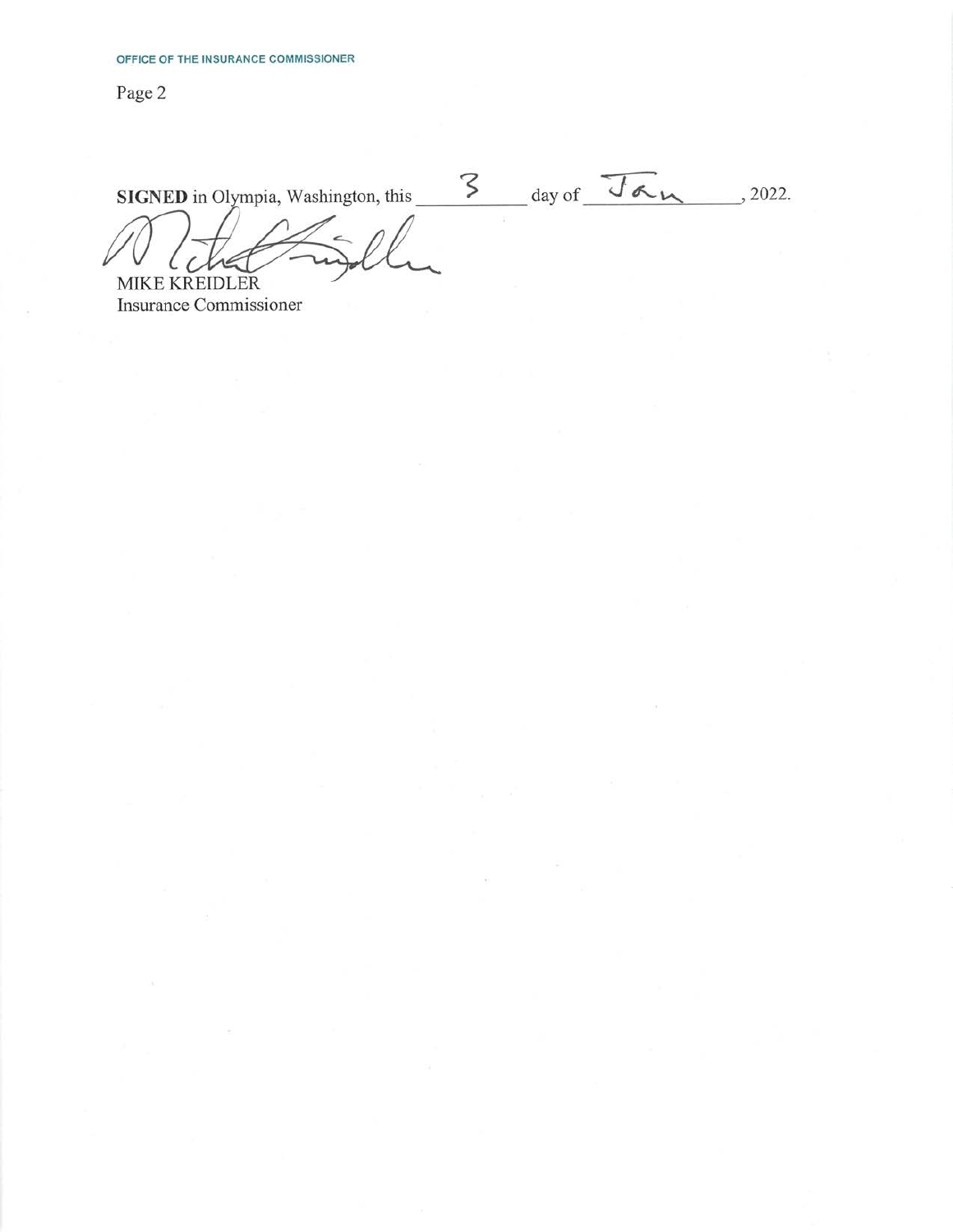**SIGNED** in Olympia, Washington, this 3 day of Jan, 2022.

MIKE KREIDLER
Insurance Commissioner